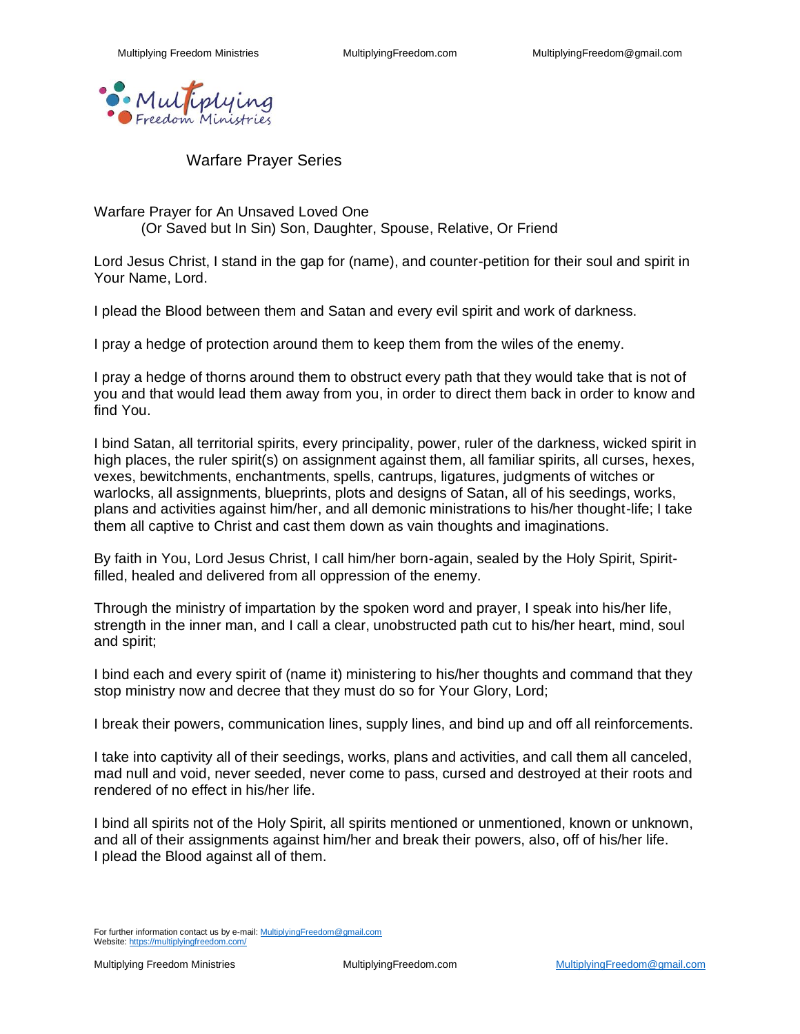## Warfare Prayer Series

### Warfare Prayer for An Unsaved Loved One

(Or Saved but In Sin) Son, Daughter, Spouse, Relative, Or Friend

Lord Jesus Christ, I stand in the gap for (name), and counter-petition for their soul and spirit in Your Name, Lord.

I plead the Blood between them and Satan and every evil spirit and work of darkness.

I pray a hedge of protection around them to keep them from the wiles of the enemy.

I pray a hedge of thorns around them to obstruct every path that they would take that is not of you and that would lead them away from you, in order to direct them back in order to know and find You.

I bind Satan, all territorial spirits, every principality, power, ruler of the darkness, wicked spirit in high places, the ruler spirit(s) on assignment against them, all familiar spirits, all curses, hexes, vexes, bewitchments, enchantments, spells, cantrups, ligatures, judgments of witches or warlocks, all assignments, blueprints, plots and designs of Satan, all of his seedings, works, plans and activities against him/her, and all demonic ministrations to his/her thought-life; I take them all captive to Christ and cast them down as vain thoughts and imaginations.

By faith in You, Lord Jesus Christ, I call him/her born-again, sealed by the Holy Spirit, Spirit-filled, healed and delivered from all oppression of the enemy.

Through the ministry of impartation by the spoken word and prayer, I speak into his/her life, strength in the inner man, and I call a clear, unobstructed path cut to his/her heart, mind, soul and spirit;

I bind each and every spirit of (name it) ministering to his/her thoughts and command that they stop ministry now and decree that they must do so for Your Glory, Lord;

I break their powers, communication lines, supply lines, and bind up and off all reinforcements.

I take into captivity all of their seedings, works, plans and activities, and call them all canceled, mad null and void, never seeded, never come to pass, cursed and destroyed at their roots and rendered of no effect in his/her life.

I bind all spirits not of the Holy Spirit, all spirits mentioned or unmentioned, known or unknown, and all of their assignments against him/her and break their powers, also, off of his/her life. I plead the Blood against all of them.

For further information contact us by e-mail: MultiplyingFreedom@gmail.com
Website: https://multiplyingfreedom.com/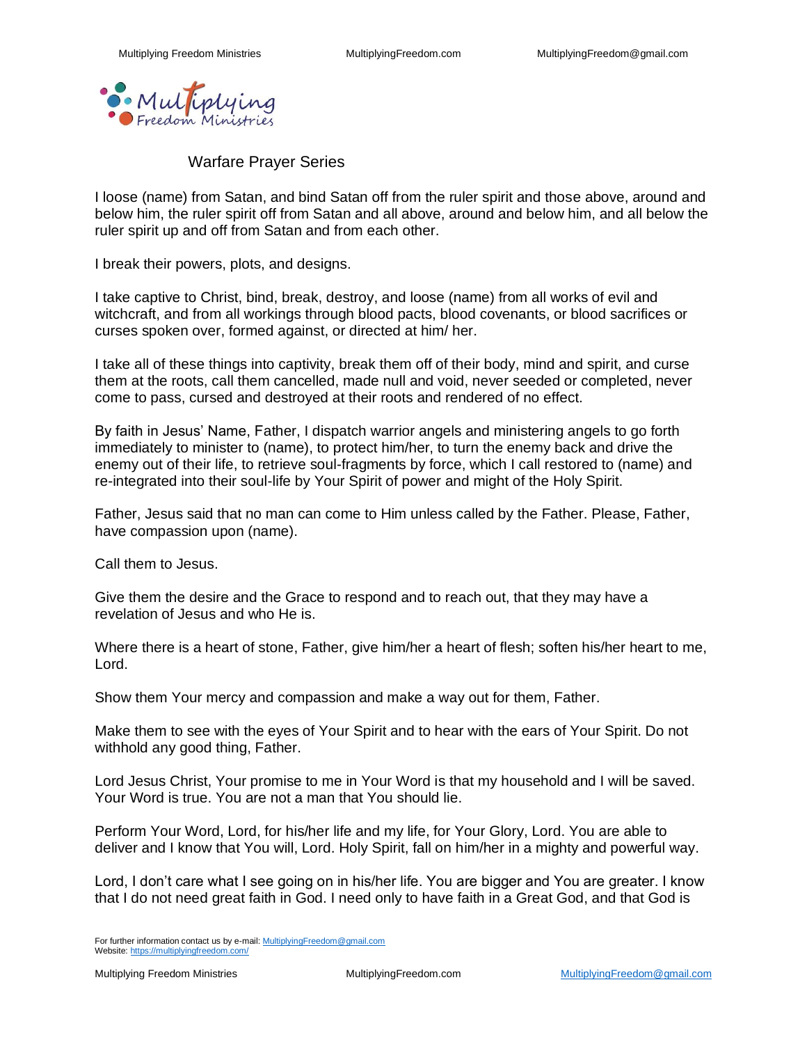Warfare Prayer Series

I loose (name) from Satan, and bind Satan off from the ruler spirit and those above, around and below him, the ruler spirit off from Satan and all above, around and below him, and all below the ruler spirit up and off from Satan and from each other.

I break their powers, plots, and designs.

I take captive to Christ, bind, break, destroy, and loose (name) from all works of evil and witchcraft, and from all workings through blood pacts, blood covenants, or blood sacrifices or curses spoken over, formed against, or directed at him/ her.

I take all of these things into captivity, break them off of their body, mind and spirit, and curse them at the roots, call them cancelled, made null and void, never seeded or completed, never come to pass, cursed and destroyed at their roots and rendered of no effect.

By faith in Jesus' Name, Father, I dispatch warrior angels and ministering angels to go forth immediately to minister to (name), to protect him/her, to turn the enemy back and drive the enemy out of their life, to retrieve soul-fragments by force, which I call restored to (name) and re-integrated into their soul-life by Your Spirit of power and might of the Holy Spirit.

Father, Jesus said that no man can come to Him unless called by the Father. Please, Father, have compassion upon (name).

Call them to Jesus.

Give them the desire and the Grace to respond and to reach out, that they may have a revelation of Jesus and who He is.

Where there is a heart of stone, Father, give him/her a heart of flesh; soften his/her heart to me, Lord.

Show them Your mercy and compassion and make a way out for them, Father.

Make them to see with the eyes of Your Spirit and to hear with the ears of Your Spirit. Do not withhold any good thing, Father.

Lord Jesus Christ, Your promise to me in Your Word is that my household and I will be saved. Your Word is true. You are not a man that You should lie.

Perform Your Word, Lord, for his/her life and my life, for Your Glory, Lord. You are able to deliver and I know that You will, Lord. Holy Spirit, fall on him/her in a mighty and powerful way.

Lord, I don't care what I see going on in his/her life. You are bigger and You are greater. I know that I do not need great faith in God. I need only to have faith in a Great God, and that God is

For further information contact us by e-mail: MultiplyingFreedom@gmail.com
Website: https://multiplyingfreedom.com/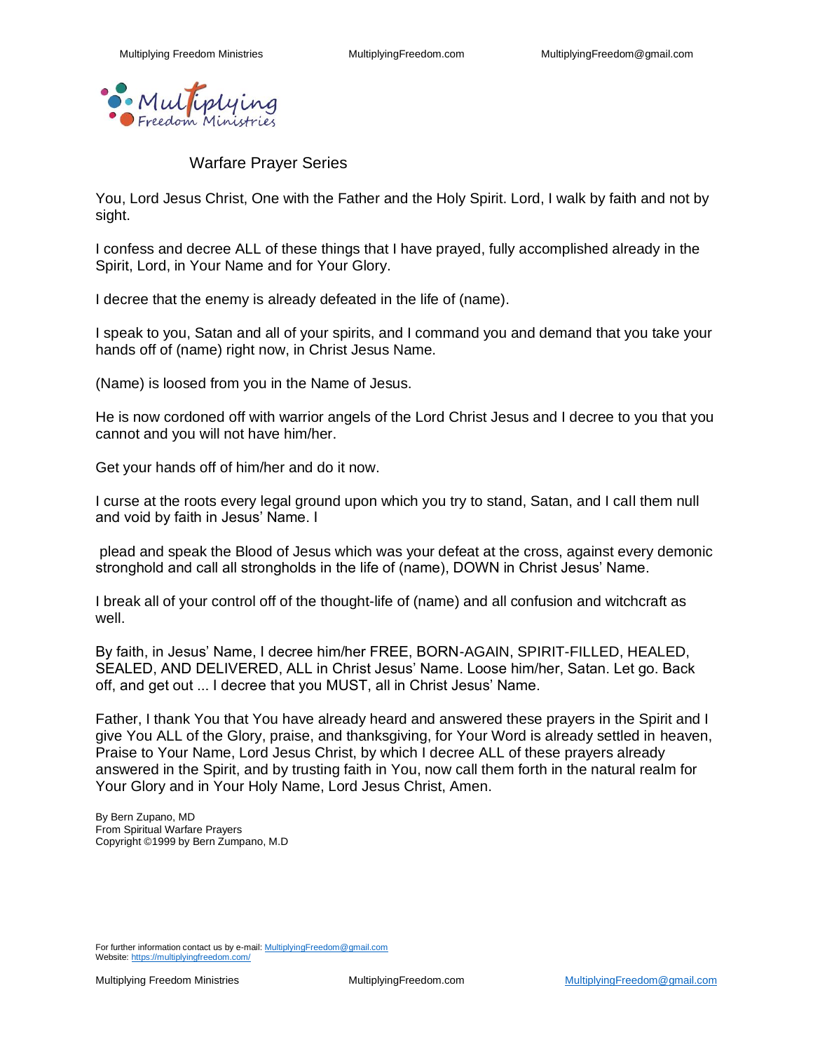Warfare Prayer Series

You, Lord Jesus Christ, One with the Father and the Holy Spirit. Lord, I walk by faith and not by sight.

I confess and decree ALL of these things that I have prayed, fully accomplished already in the Spirit, Lord, in Your Name and for Your Glory.

I decree that the enemy is already defeated in the life of (name).

I speak to you, Satan and all of your spirits, and I command you and demand that you take your hands off of (name) right now, in Christ Jesus Name.

(Name) is loosed from you in the Name of Jesus.

He is now cordoned off with warrior angels of the Lord Christ Jesus and I decree to you that you cannot and you will not have him/her.

Get your hands off of him/her and do it now.

I curse at the roots every legal ground upon which you try to stand, Satan, and I call them null and void by faith in Jesus' Name. I

plead and speak the Blood of Jesus which was your defeat at the cross, against every demonic stronghold and call all strongholds in the life of (name), DOWN in Christ Jesus' Name.

I break all of your control off of the thought-life of (name) and all confusion and witchcraft as well.

By faith, in Jesus' Name, I decree him/her FREE, BORN-AGAIN, SPIRIT-FILLED, HEALED, SEALED, AND DELIVERED, ALL in Christ Jesus' Name. Loose him/her, Satan. Let go. Back off, and get out ... I decree that you MUST, all in Christ Jesus' Name.

Father, I thank You that You have already heard and answered these prayers in the Spirit and I give You ALL of the Glory, praise, and thanksgiving, for Your Word is already settled in heaven, Praise to Your Name, Lord Jesus Christ, by which I decree ALL of these prayers already answered in the Spirit, and by trusting faith in You, now call them forth in the natural realm for Your Glory and in Your Holy Name, Lord Jesus Christ, Amen.

By Bern Zupano, MD
From Spiritual Warfare Prayers
Copyright ©1999 by Bern Zumpano, M.D

For further information contact us by e-mail: MultiplyingFreedom@gmail.com
Website: https://multiplyingfreedom.com/